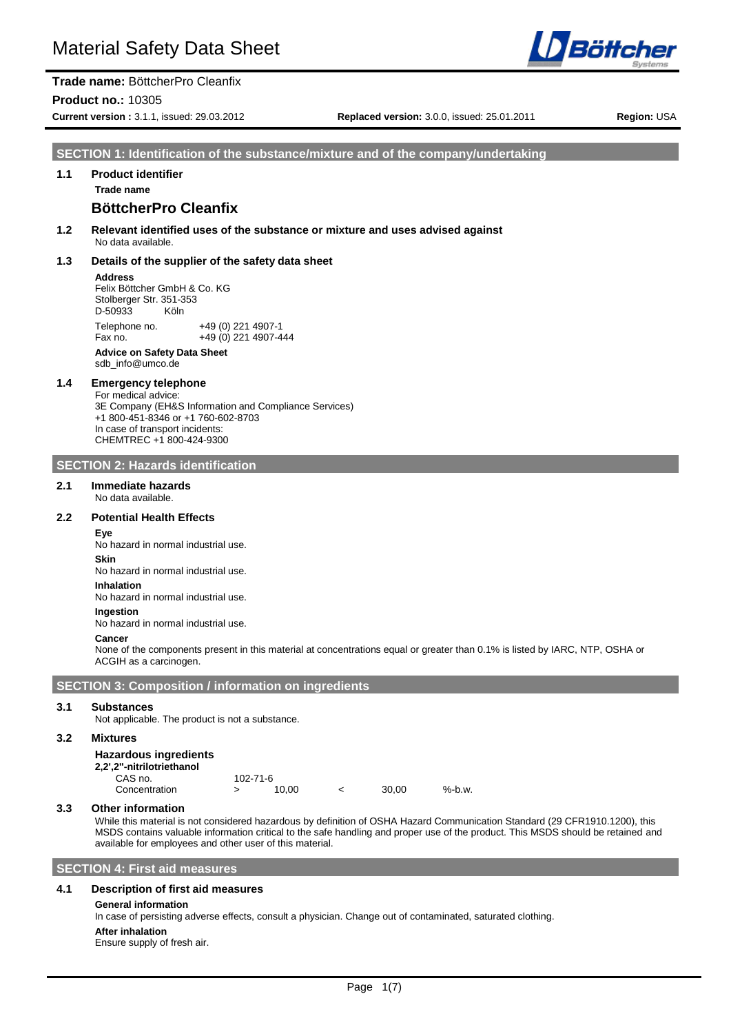# Material Safety Data Sheet

**Trade name:** BöttcherPro Cleanfix

**Product no.:** 10305

**Current version :** 3.1.1, issued: 29.03.2012 **Replaced version:** 3.0.0, issued: 25.01.2011 **Region:** USA

## SECTION 1: Identification of the substance/mixture and of the company/undertaking

### 1.1 Product identifier

**Trade name**

**BöttcherPro Cleanfix**

### 1.2 Relevant identified uses of the substance or mixture and uses advised against

No data available.

### 1.3 Details of the supplier of the safety data sheet

**Address**
Felix Böttcher GmbH & Co. KG
Stolberger Str. 351-353
D-50933 Köln

Telephone no. +49 (0) 221 4907-1
Fax no. +49 (0) 221 4907-444

**Advice on Safety Data Sheet**
sdb_info@umco.de

### 1.4 Emergency telephone

For medical advice:
3E Company (EH&S Information and Compliance Services)
+1 800-451-8346 or +1 760-602-8703
In case of transport incidents:
CHEMTREC +1 800-424-9300

## SECTION 2: Hazards identification

### 2.1 Immediate hazards

No data available.

### 2.2 Potential Health Effects

**Eye**
No hazard in normal industrial use.

**Skin**
No hazard in normal industrial use.

**Inhalation**
No hazard in normal industrial use.

**Ingestion**
No hazard in normal industrial use.

**Cancer**
None of the components present in this material at concentrations equal or greater than 0.1% is listed by IARC, NTP, OSHA or ACGIH as a carcinogen.

## SECTION 3: Composition / information on ingredients

### 3.1 Substances

Not applicable. The product is not a substance.

### 3.2 Mixtures

**Hazardous ingredients**

**2,2',2''-nitrilotriethanol**

| | | | | | |
|---|---|---|---|---|---|
| CAS no. | 102-71-6 | | | | |
| Concentration | > | 10,00 | < | 30,00 | %-b.w. |

### 3.3 Other information

While this material is not considered hazardous by definition of OSHA Hazard Communication Standard (29 CFR1910.1200), this MSDS contains valuable information critical to the safe handling and proper use of the product. This MSDS should be retained and available for employees and other user of this material.

## SECTION 4: First aid measures

### 4.1 Description of first aid measures

**General information**
In case of persisting adverse effects, consult a physician. Change out of contaminated, saturated clothing.

**After inhalation**
Ensure supply of fresh air.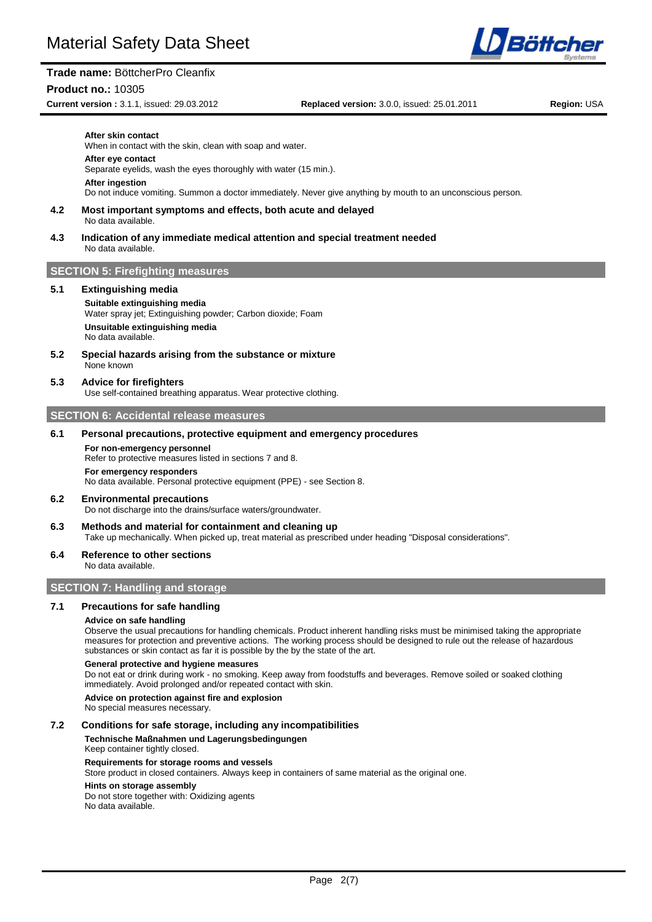**After skin contact**
When in contact with the skin, clean with soap and water.

**After eye contact**
Separate eyelids, wash the eyes thoroughly with water (15 min.).

**After ingestion**
Do not induce vomiting. Summon a doctor immediately. Never give anything by mouth to an unconscious person.

### 4.2 Most important symptoms and effects, both acute and delayed
No data available.

### 4.3 Indication of any immediate medical attention and special treatment needed
No data available.

## SECTION 5: Firefighting measures

### 5.1 Extinguishing media

**Suitable extinguishing media**
Water spray jet; Extinguishing powder; Carbon dioxide; Foam

**Unsuitable extinguishing media**
No data available.

### 5.2 Special hazards arising from the substance or mixture
None known

### 5.3 Advice for firefighters
Use self-contained breathing apparatus. Wear protective clothing.

## SECTION 6: Accidental release measures

### 6.1 Personal precautions, protective equipment and emergency procedures

**For non-emergency personnel**
Refer to protective measures listed in sections 7 and 8.

**For emergency responders**
No data available. Personal protective equipment (PPE) - see Section 8.

### 6.2 Environmental precautions
Do not discharge into the drains/surface waters/groundwater.

### 6.3 Methods and material for containment and cleaning up
Take up mechanically. When picked up, treat material as prescribed under heading "Disposal considerations".

### 6.4 Reference to other sections
No data available.

## SECTION 7: Handling and storage

### 7.1 Precautions for safe handling

**Advice on safe handling**
Observe the usual precautions for handling chemicals. Product inherent handling risks must be minimised taking the appropriate measures for protection and preventive actions. The working process should be designed to rule out the release of hazardous substances or skin contact as far it is possible by the by the state of the art.

**General protective and hygiene measures**
Do not eat or drink during work - no smoking. Keep away from foodstuffs and beverages. Remove soiled or soaked clothing immediately. Avoid prolonged and/or repeated contact with skin.

**Advice on protection against fire and explosion**
No special measures necessary.

### 7.2 Conditions for safe storage, including any incompatibilities

**Technische Maßnahmen und Lagerungsbedingungen**
Keep container tightly closed.

**Requirements for storage rooms and vessels**
Store product in closed containers. Always keep in containers of same material as the original one.

**Hints on storage assembly**
Do not store together with: Oxidizing agents
No data available.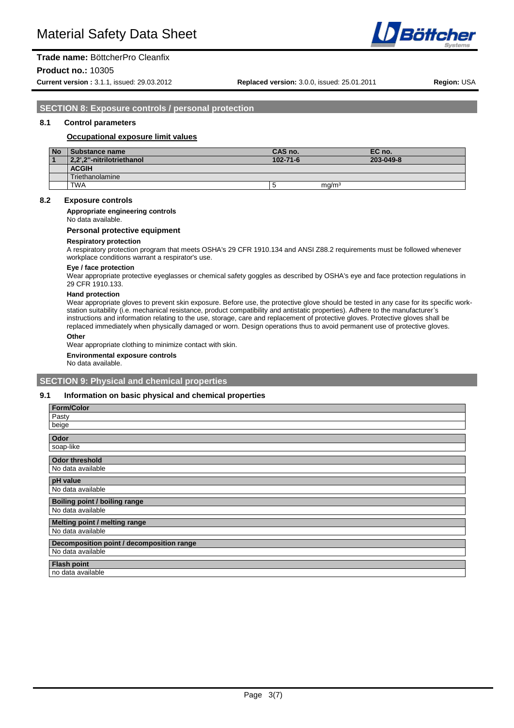## SECTION 8: Exposure controls / personal protection

### 8.1 Control parameters

**Occupational exposure limit values**

| No | Substance name | CAS no. | | EC no. |
|---|---|---|---|---|
| 1 | **2,2',2''-nitrilotriethanol** | **102-71-6** | | **203-049-8** |
| | **ACGIH** | | | |
| | Triethanolamine | | | |
| | TWA | 5 | mg/m³ | |

### 8.2 Exposure controls

**Appropriate engineering controls**

No data available.

**Personal protective equipment**

**Respiratory protection**

A respiratory protection program that meets OSHA's 29 CFR 1910.134 and ANSI Z88.2 requirements must be followed whenever workplace conditions warrant a respirator's use.

**Eye / face protection**

Wear appropriate protective eyeglasses or chemical safety goggles as described by OSHA's eye and face protection regulations in 29 CFR 1910.133.

**Hand protection**

Wear appropriate gloves to prevent skin exposure. Before use, the protective glove should be tested in any case for its specific work-station suitability (i.e. mechanical resistance, product compatibility and antistatic properties). Adhere to the manufacturer's instructions and information relating to the use, storage, care and replacement of protective gloves. Protective gloves shall be replaced immediately when physically damaged or worn. Design operations thus to avoid permanent use of protective gloves.

**Other**

Wear appropriate clothing to minimize contact with skin.

**Environmental exposure controls**

No data available.

## SECTION 9: Physical and chemical properties

### 9.1 Information on basic physical and chemical properties

| Form/Color |
|---|
| Pasty |
| beige |

| Odor |
|---|
| soap-like |

| Odor threshold |
|---|
| No data available |

| pH value |
|---|
| No data available |

| Boiling point / boiling range |
|---|
| No data available |

| Melting point / melting range |
|---|
| No data available |

| Decomposition point / decomposition range |
|---|
| No data available |

| Flash point |
|---|
| no data available |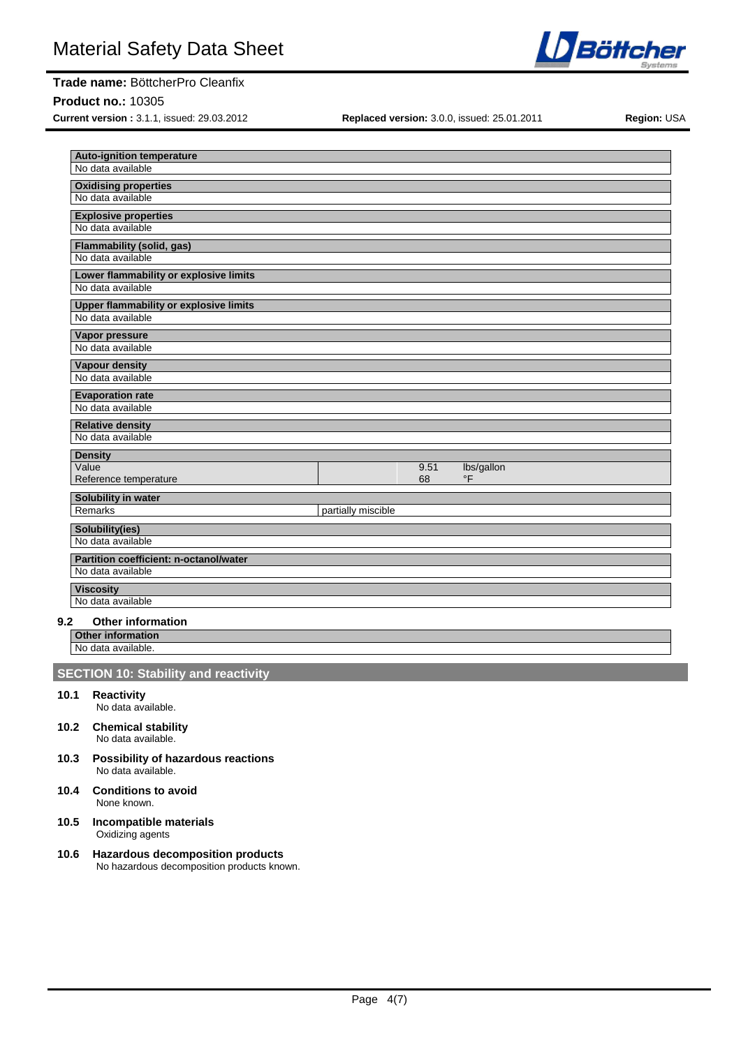**Auto-ignition temperature**
No data available

**Oxidising properties**
No data available

**Explosive properties**
No data available

**Flammability (solid, gas)**
No data available

**Lower flammability or explosive limits**
No data available

**Upper flammability or explosive limits**
No data available

**Vapor pressure**
No data available

**Vapour density**
No data available

**Evaporation rate**
No data available

**Relative density**
No data available

**Density**

| | | | |
|---|---|---|---|
| Value | | 9.51 | lbs/gallon |
| Reference temperature | | 68 | °F |

**Solubility in water**

| | |
|---|---|
| Remarks | partially miscible |

**Solubility(ies)**
No data available

**Partition coefficient: n-octanol/water**
No data available

**Viscosity**
No data available

### 9.2 Other information

**Other information**
No data available.

## SECTION 10: Stability and reactivity

### 10.1 Reactivity
No data available.

### 10.2 Chemical stability
No data available.

### 10.3 Possibility of hazardous reactions
No data available.

### 10.4 Conditions to avoid
None known.

### 10.5 Incompatible materials
Oxidizing agents

### 10.6 Hazardous decomposition products
No hazardous decomposition products known.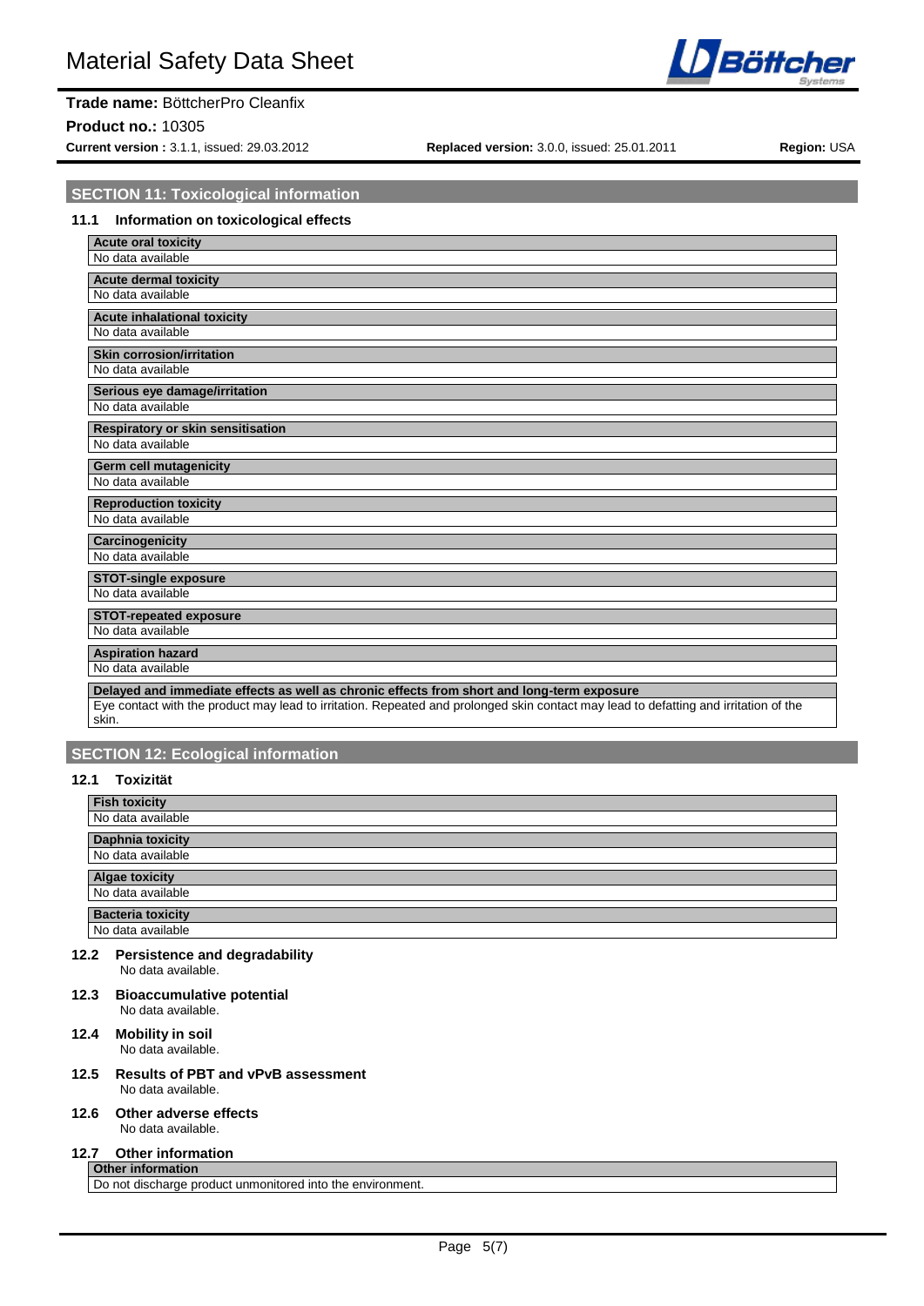## SECTION 11: Toxicological information

### 11.1 Information on toxicological effects

| Acute oral toxicity |
|---|
| No data available |

| Acute dermal toxicity |
|---|
| No data available |

| Acute inhalational toxicity |
|---|
| No data available |

| Skin corrosion/irritation |
|---|
| No data available |

| Serious eye damage/irritation |
|---|
| No data available |

| Respiratory or skin sensitisation |
|---|
| No data available |

| Germ cell mutagenicity |
|---|
| No data available |

| Reproduction toxicity |
|---|
| No data available |

| Carcinogenicity |
|---|
| No data available |

| STOT-single exposure |
|---|
| No data available |

| STOT-repeated exposure |
|---|
| No data available |

| Aspiration hazard |
|---|
| No data available |

| Delayed and immediate effects as well as chronic effects from short and long-term exposure |
|---|
| Eye contact with the product may lead to irritation. Repeated and prolonged skin contact may lead to defatting and irritation of the skin. |

## SECTION 12: Ecological information

### 12.1 Toxizität

| Fish toxicity |
|---|
| No data available |

| Daphnia toxicity |
|---|
| No data available |

| Algae toxicity |
|---|
| No data available |

| Bacteria toxicity |
|---|
| No data available |

### 12.2 Persistence and degradability

No data available.

### 12.3 Bioaccumulative potential

No data available.

### 12.4 Mobility in soil

No data available.

### 12.5 Results of PBT and vPvB assessment

No data available.

### 12.6 Other adverse effects

No data available.

### 12.7 Other information

| Other information |
|---|
| Do not discharge product unmonitored into the environment. |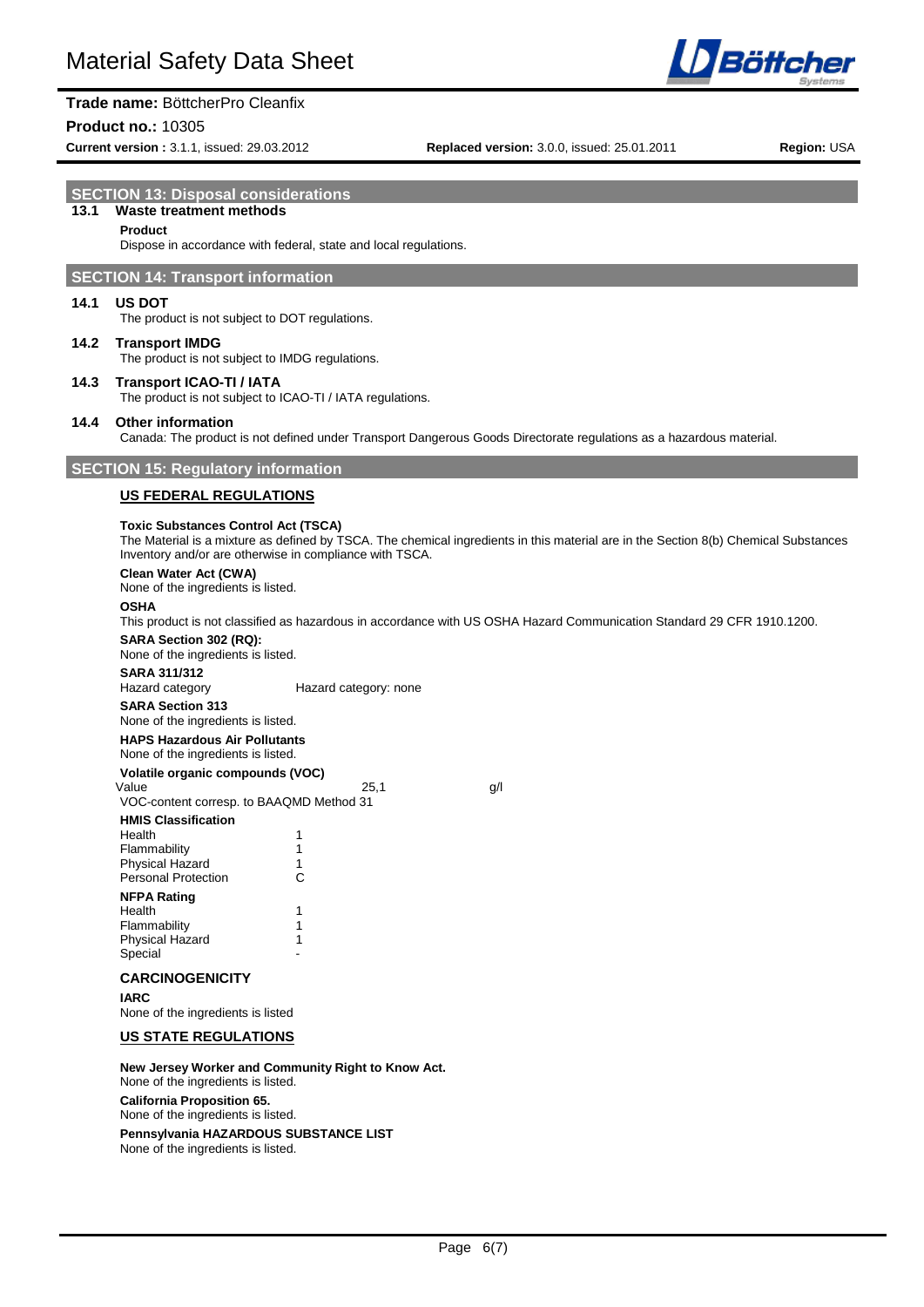## SECTION 13: Disposal considerations

### 13.1 Waste treatment methods

**Product**

Dispose in accordance with federal, state and local regulations.

## SECTION 14: Transport information

### 14.1 US DOT

The product is not subject to DOT regulations.

### 14.2 Transport IMDG

The product is not subject to IMDG regulations.

### 14.3 Transport ICAO-TI / IATA

The product is not subject to ICAO-TI / IATA regulations.

### 14.4 Other information

Canada: The product is not defined under Transport Dangerous Goods Directorate regulations as a hazardous material.

## SECTION 15: Regulatory information

### US FEDERAL REGULATIONS

**Toxic Substances Control Act (TSCA)**

The Material is a mixture as defined by TSCA. The chemical ingredients in this material are in the Section 8(b) Chemical Substances Inventory and/or are otherwise in compliance with TSCA.

**Clean Water Act (CWA)**

None of the ingredients is listed.

**OSHA**

This product is not classified as hazardous in accordance with US OSHA Hazard Communication Standard 29 CFR 1910.1200.

**SARA Section 302 (RQ):**

None of the ingredients is listed.

**SARA 311/312**

| Hazard category | Hazard category: none |
|---|---|

**SARA Section 313**

None of the ingredients is listed.

**HAPS Hazardous Air Pollutants**

None of the ingredients is listed.

**Volatile organic compounds (VOC)**

| Value | 25,1 | g/l |
|---|---|---|

VOC-content corresp. to BAAQMD Method 31

**HMIS Classification**

| | |
|---|---|
| Health | 1 |
| Flammability | 1 |
| Physical Hazard | 1 |
| Personal Protection | C |

**NFPA Rating**

| | |
|---|---|
| Health | 1 |
| Flammability | 1 |
| Physical Hazard | 1 |
| Special | - |

**CARCINOGENICITY**

**IARC**

None of the ingredients is listed

### US STATE REGULATIONS

**New Jersey Worker and Community Right to Know Act.**

None of the ingredients is listed.

**California Proposition 65.**

None of the ingredients is listed.

**Pennsylvania HAZARDOUS SUBSTANCE LIST**

None of the ingredients is listed.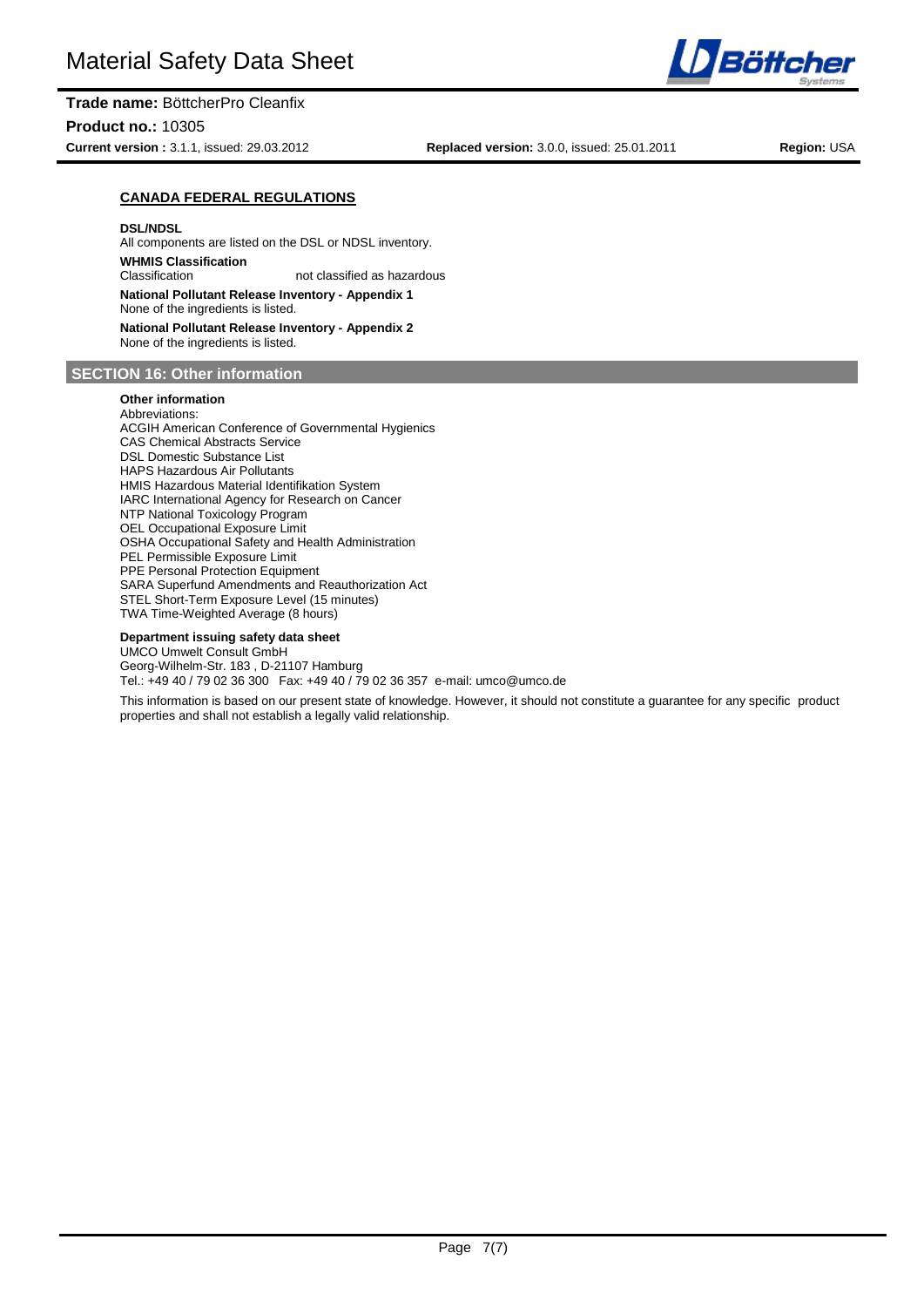## CANADA FEDERAL REGULATIONS

**DSL/NDSL**
All components are listed on the DSL or NDSL inventory.

**WHMIS Classification**

| | |
|---|---|
| Classification | not classified as hazardous |

**National Pollutant Release Inventory - Appendix 1**
None of the ingredients is listed.

**National Pollutant Release Inventory - Appendix 2**
None of the ingredients is listed.

## SECTION 16: Other information

**Other information**
Abbreviations:
ACGIH American Conference of Governmental Hygienics
CAS Chemical Abstracts Service
DSL Domestic Substance List
HAPS Hazardous Air Pollutants
HMIS Hazardous Material Identifikation System
IARC International Agency for Research on Cancer
NTP National Toxicology Program
OEL Occupational Exposure Limit
OSHA Occupational Safety and Health Administration
PEL Permissible Exposure Limit
PPE Personal Protection Equipment
SARA Superfund Amendments and Reauthorization Act
STEL Short-Term Exposure Level (15 minutes)
TWA Time-Weighted Average (8 hours)

**Department issuing safety data sheet**
UMCO Umwelt Consult GmbH
Georg-Wilhelm-Str. 183 , D-21107 Hamburg
Tel.: +49 40 / 79 02 36 300 Fax: +49 40 / 79 02 36 357 e-mail: umco@umco.de

This information is based on our present state of knowledge. However, it should not constitute a guarantee for any specific product properties and shall not establish a legally valid relationship.